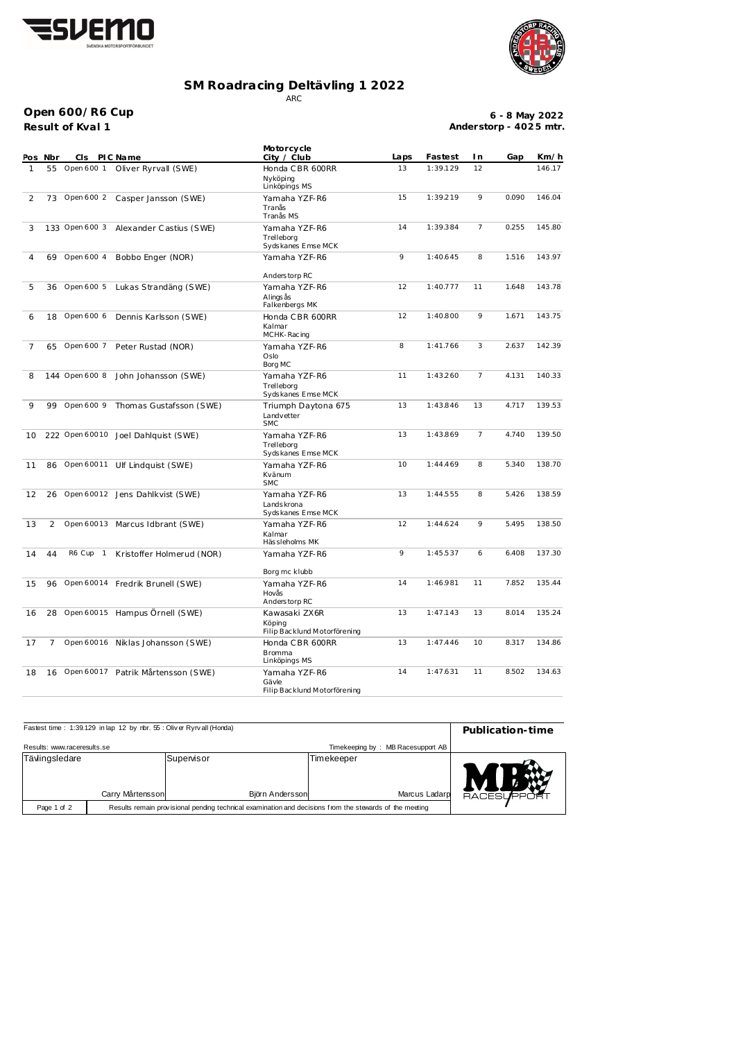# SM Roadracing Deltävling 1 2022

ARC

**Open 600/R6 Cup**

**Result of Kval 1**

**6 - 8 May 2022**

**Anderstorp - 4025 mtr.**

| Pos | Nbr | Cls | PIC | Name | Motorcycle City / Club | Laps | Fastest | In | Gap | Km/h |
|---|---|---|---|---|---|---|---|---|---|---|
| 1 | 55 | Open 600 | 1 | Oliver Ryrvall (SWE) | Honda CBR 600RR Nyköping Linköpings MS | 13 | 1:39.129 | 12 | | 146.17 |
| 2 | 73 | Open 600 | 2 | Casper Jansson (SWE) | Yamaha YZF-R6 Tranås Tranås MS | 15 | 1:39.219 | 9 | 0.090 | 146.04 |
| 3 | 133 | Open 600 | 3 | Alexander Castius (SWE) | Yamaha YZF-R6 Trelleborg Sydskanes Emse MCK | 14 | 1:39.384 | 7 | 0.255 | 145.80 |
| 4 | 69 | Open 600 | 4 | Bobbo Enger (NOR) | Yamaha YZF-R6 Anderstorp RC | 9 | 1:40.645 | 8 | 1.516 | 143.97 |
| 5 | 36 | Open 600 | 5 | Lukas Strandäng (SWE) | Yamaha YZF-R6 Alingsås Falkenbergs MK | 12 | 1:40.777 | 11 | 1.648 | 143.78 |
| 6 | 18 | Open 600 | 6 | Dennis Karlsson (SWE) | Honda CBR 600RR Kalmar MCHK-Racing | 12 | 1:40.800 | 9 | 1.671 | 143.75 |
| 7 | 65 | Open 600 | 7 | Peter Rustad (NOR) | Yamaha YZF-R6 Oslo Borg MC | 8 | 1:41.766 | 3 | 2.637 | 142.39 |
| 8 | 144 | Open 600 | 8 | John Johansson (SWE) | Yamaha YZF-R6 Trelleborg Sydskanes Emse MCK | 11 | 1:43.260 | 7 | 4.131 | 140.33 |
| 9 | 99 | Open 600 | 9 | Thomas Gustafsson (SWE) | Triumph Daytona 675 Landvetter SMC | 13 | 1:43.846 | 13 | 4.717 | 139.53 |
| 10 | 222 | Open 600 | 10 | Joel Dahlquist (SWE) | Yamaha YZF-R6 Trelleborg Sydskanes Emse MCK | 13 | 1:43.869 | 7 | 4.740 | 139.50 |
| 11 | 86 | Open 600 | 11 | Ulf Lindquist (SWE) | Yamaha YZF-R6 Kvänum SMC | 10 | 1:44.469 | 8 | 5.340 | 138.70 |
| 12 | 26 | Open 600 | 12 | Jens Dahlkvist (SWE) | Yamaha YZF-R6 Landskrona Sydskanes Emse MCK | 13 | 1:44.555 | 8 | 5.426 | 138.59 |
| 13 | 2 | Open 600 | 13 | Marcus Idbrant (SWE) | Yamaha YZF-R6 Kalmar Hässleholms MK | 12 | 1:44.624 | 9 | 5.495 | 138.50 |
| 14 | 44 | R6 Cup | 1 | Kristoffer Holmerud (NOR) | Yamaha YZF-R6 Borg mc klubb | 9 | 1:45.537 | 6 | 6.408 | 137.30 |
| 15 | 96 | Open 600 | 14 | Fredrik Brunell (SWE) | Yamaha YZF-R6 Hovås Anderstorp RC | 14 | 1:46.981 | 11 | 7.852 | 135.44 |
| 16 | 28 | Open 600 | 15 | Hampus Örnell (SWE) | Kawasaki ZX6R Köping Filip Backlund Motorförening | 13 | 1:47.143 | 13 | 8.014 | 135.24 |
| 17 | 7 | Open 600 | 16 | Niklas Johansson (SWE) | Honda CBR 600RR Bromma Linköpings MS | 13 | 1:47.446 | 10 | 8.317 | 134.86 |
| 18 | 16 | Open 600 | 17 | Patrik Mårtensson (SWE) | Yamaha YZF-R6 Gävle Filip Backlund Motorförening | 14 | 1:47.631 | 11 | 8.502 | 134.63 |

Fastest time : 1:39.129 in lap 12 by nbr. 55 : Oliver Ryrvall (Honda)

**Publication-time**

Results: www.raceresults.se

Timekeeping by : MB Racesupport AB

| Tävlingsledare | Supervisor | Timekeeper |
|---|---|---|
| Carry Mårtensson | Björn Andersson | Marcus Ladarp |

Results remain provisional pending technical examination and decisions from the stewards of the meeting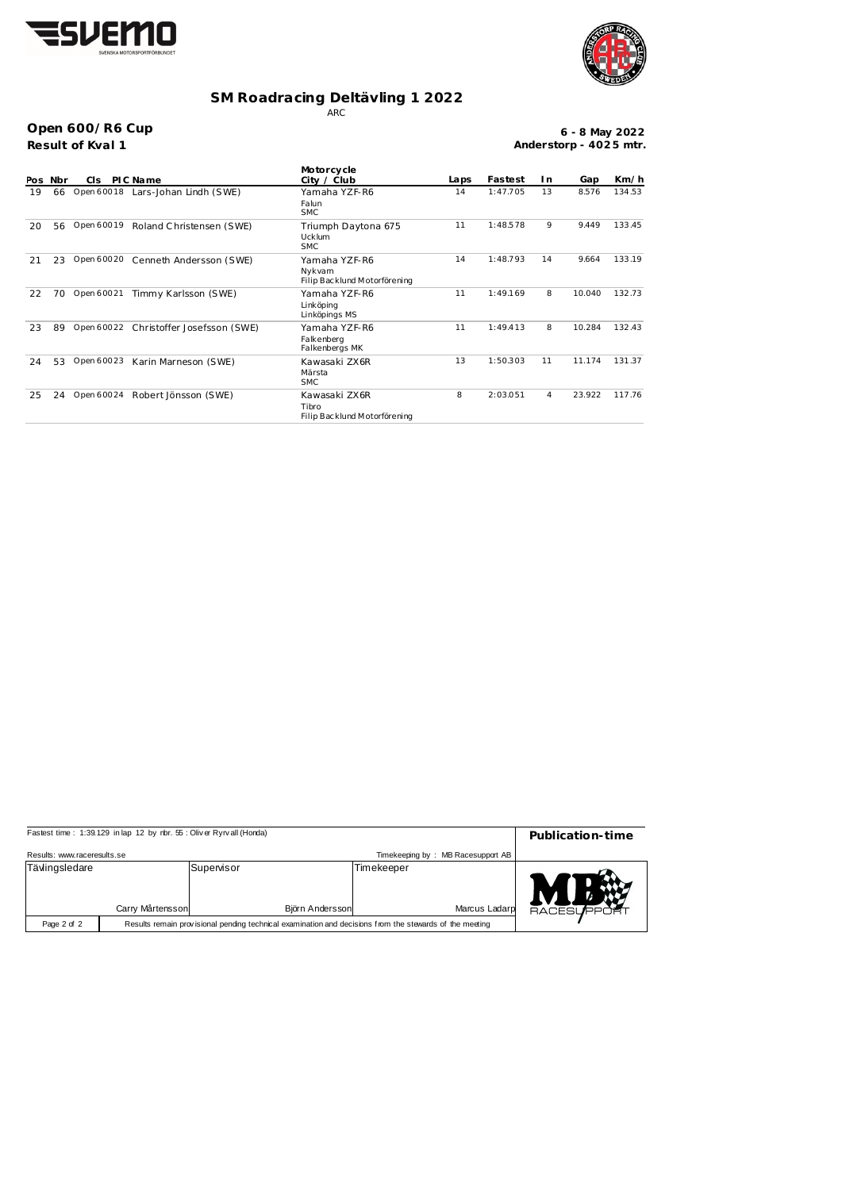# SM Roadracing Deltävling 1 2022

ARC

**Open 600/R6 Cup**

**Result of Kval 1**

**6 - 8 May 2022**
**Anderstorp - 4025 mtr.**

| Pos | Nbr | Cls | PIC | Name | Motorcycle City / Club | Laps | Fastest | In | Gap | Km/h |
|---|---|---|---|---|---|---|---|---|---|---|
| 19 | 66 | Open 600 | 18 | Lars-Johan Lindh (SWE) | Yamaha YZF-R6 Falun SMC | 14 | 1:47.705 | 13 | 8.576 | 134.53 |
| 20 | 56 | Open 600 | 19 | Roland Christensen (SWE) | Triumph Daytona 675 Ucklum SMC | 11 | 1:48.578 | 9 | 9.449 | 133.45 |
| 21 | 23 | Open 600 | 20 | Cenneth Andersson (SWE) | Yamaha YZF-R6 Nykvarn Filip Backlund Motorförening | 14 | 1:48.793 | 14 | 9.664 | 133.19 |
| 22 | 70 | Open 600 | 21 | Timmy Karlsson (SWE) | Yamaha YZF-R6 Linköping Linköpings MS | 11 | 1:49.169 | 8 | 10.040 | 132.73 |
| 23 | 89 | Open 600 | 22 | Christoffer Josefsson (SWE) | Yamaha YZF-R6 Falkenberg Falkenbergs MK | 11 | 1:49.413 | 8 | 10.284 | 132.43 |
| 24 | 53 | Open 600 | 23 | Karin Marneson (SWE) | Kawasaki ZX6R Märsta SMC | 13 | 1:50.303 | 11 | 11.174 | 131.37 |
| 25 | 24 | Open 600 | 24 | Robert Jönsson (SWE) | Kawasaki ZX6R Tibro Filip Backlund Motorförening | 8 | 2:03.051 | 4 | 23.922 | 117.76 |

Fastest time : 1:39.129 in lap 12 by nbr. 55 : Oliver Ryrvall (Honda)

**Publication-time**

Results: www.raceresults.se

Timekeeping by : MB Racesupport AB

| Tävlingsledare | Supervisor | Timekeeper |
|---|---|---|
| Carry Mårtensson | Björn Andersson | Marcus Ladarp |

Results remain provisional pending technical examination and decisions from the stewards of the meeting